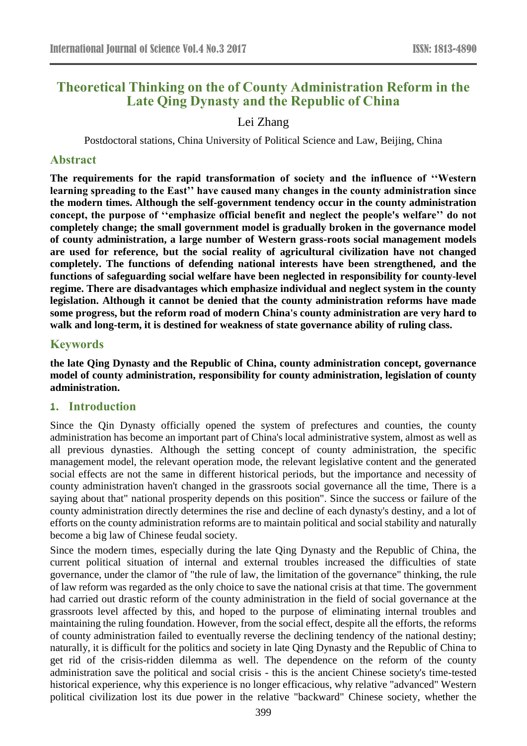# Theoretical Thinking on the of County Administration Reform in the Late Qing Dynasty and the Republic of China

Lei Zhang

Postdoctoral stations, China University of Political Science and Law, Beijing, China

## Abstract

**The requirements for the rapid transformation of society and the influence of ''Western learning spreading to the East'' have caused many changes in the county administration since the modern times. Although the self-government tendency occur in the county administration concept, the purpose of ''emphasize official benefit and neglect the people's welfare'' do not completely change; the small government model is gradually broken in the governance model of county administration, a large number of Western grass-roots social management models are used for reference, but the social reality of agricultural civilization have not changed completely. The functions of defending national interests have been strengthened, and the functions of safeguarding social welfare have been neglected in responsibility for county-level regime. There are disadvantages which emphasize individual and neglect system in the county legislation. Although it cannot be denied that the county administration reforms have made some progress, but the reform road of modern China's county administration are very hard to walk and long-term, it is destined for weakness of state governance ability of ruling class.**

## Keywords

**the late Qing Dynasty and the Republic of China, county administration concept, governance model of county administration, responsibility for county administration, legislation of county administration.**

## 1. Introduction

Since the Qin Dynasty officially opened the system of prefectures and counties, the county administration has become an important part of China's local administrative system, almost as well as all previous dynasties. Although the setting concept of county administration, the specific management model, the relevant operation mode, the relevant legislative content and the generated social effects are not the same in different historical periods, but the importance and necessity of county administration haven't changed in the grassroots social governance all the time, There is a saying about that" national prosperity depends on this position". Since the success or failure of the county administration directly determines the rise and decline of each dynasty's destiny, and a lot of efforts on the county administration reforms are to maintain political and social stability and naturally become a big law of Chinese feudal society.

Since the modern times, especially during the late Qing Dynasty and the Republic of China, the current political situation of internal and external troubles increased the difficulties of state governance, under the clamor of "the rule of law, the limitation of the governance" thinking, the rule of law reform was regarded as the only choice to save the national crisis at that time. The government had carried out drastic reform of the county administration in the field of social governance at the grassroots level affected by this, and hoped to the purpose of eliminating internal troubles and maintaining the ruling foundation. However, from the social effect, despite all the efforts, the reforms of county administration failed to eventually reverse the declining tendency of the national destiny; naturally, it is difficult for the politics and society in late Qing Dynasty and the Republic of China to get rid of the crisis-ridden dilemma as well. The dependence on the reform of the county administration save the political and social crisis - this is the ancient Chinese society's time-tested historical experience, why this experience is no longer efficacious, why relative "advanced" Western political civilization lost its due power in the relative "backward" Chinese society, whether the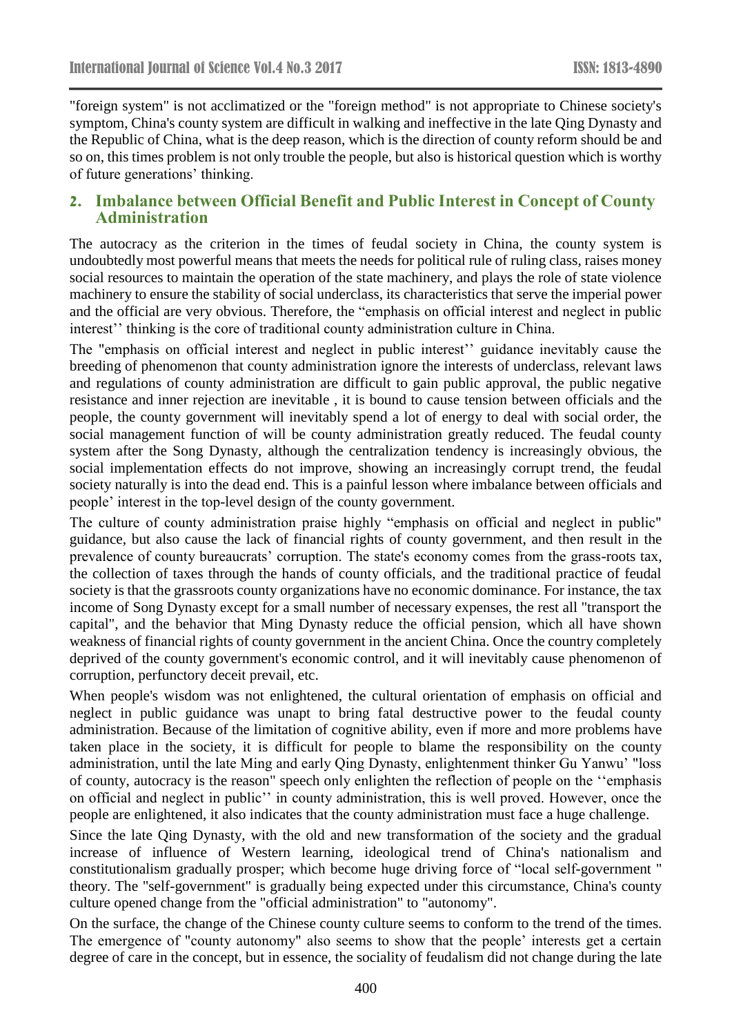"foreign system" is not acclimatized or the "foreign method" is not appropriate to Chinese society's symptom, China's county system are difficult in walking and ineffective in the late Qing Dynasty and the Republic of China, what is the deep reason, which is the direction of county reform should be and so on, this times problem is not only trouble the people, but also is historical question which is worthy of future generations' thinking.

## 2. Imbalance between Official Benefit and Public Interest in Concept of County Administration

The autocracy as the criterion in the times of feudal society in China, the county system is undoubtedly most powerful means that meets the needs for political rule of ruling class, raises money social resources to maintain the operation of the state machinery, and plays the role of state violence machinery to ensure the stability of social underclass, its characteristics that serve the imperial power and the official are very obvious. Therefore, the "emphasis on official interest and neglect in public interest'' thinking is the core of traditional county administration culture in China.

The "emphasis on official interest and neglect in public interest'' guidance inevitably cause the breeding of phenomenon that county administration ignore the interests of underclass, relevant laws and regulations of county administration are difficult to gain public approval, the public negative resistance and inner rejection are inevitable , it is bound to cause tension between officials and the people, the county government will inevitably spend a lot of energy to deal with social order, the social management function of will be county administration greatly reduced. The feudal county system after the Song Dynasty, although the centralization tendency is increasingly obvious, the social implementation effects do not improve, showing an increasingly corrupt trend, the feudal society naturally is into the dead end. This is a painful lesson where imbalance between officials and people' interest in the top-level design of the county government.

The culture of county administration praise highly "emphasis on official and neglect in public" guidance, but also cause the lack of financial rights of county government, and then result in the prevalence of county bureaucrats' corruption. The state's economy comes from the grass-roots tax, the collection of taxes through the hands of county officials, and the traditional practice of feudal society is that the grassroots county organizations have no economic dominance. For instance, the tax income of Song Dynasty except for a small number of necessary expenses, the rest all "transport the capital", and the behavior that Ming Dynasty reduce the official pension, which all have shown weakness of financial rights of county government in the ancient China. Once the country completely deprived of the county government's economic control, and it will inevitably cause phenomenon of corruption, perfunctory deceit prevail, etc.

When people's wisdom was not enlightened, the cultural orientation of emphasis on official and neglect in public guidance was unapt to bring fatal destructive power to the feudal county administration. Because of the limitation of cognitive ability, even if more and more problems have taken place in the society, it is difficult for people to blame the responsibility on the county administration, until the late Ming and early Qing Dynasty, enlightenment thinker Gu Yanwu' "loss of county, autocracy is the reason" speech only enlighten the reflection of people on the ''emphasis on official and neglect in public'' in county administration, this is well proved. However, once the people are enlightened, it also indicates that the county administration must face a huge challenge.

Since the late Qing Dynasty, with the old and new transformation of the society and the gradual increase of influence of Western learning, ideological trend of China's nationalism and constitutionalism gradually prosper; which become huge driving force of "local self-government " theory. The "self-government" is gradually being expected under this circumstance, China's county culture opened change from the "official administration" to "autonomy".

On the surface, the change of the Chinese county culture seems to conform to the trend of the times. The emergence of "county autonomy" also seems to show that the people' interests get a certain degree of care in the concept, but in essence, the sociality of feudalism did not change during the late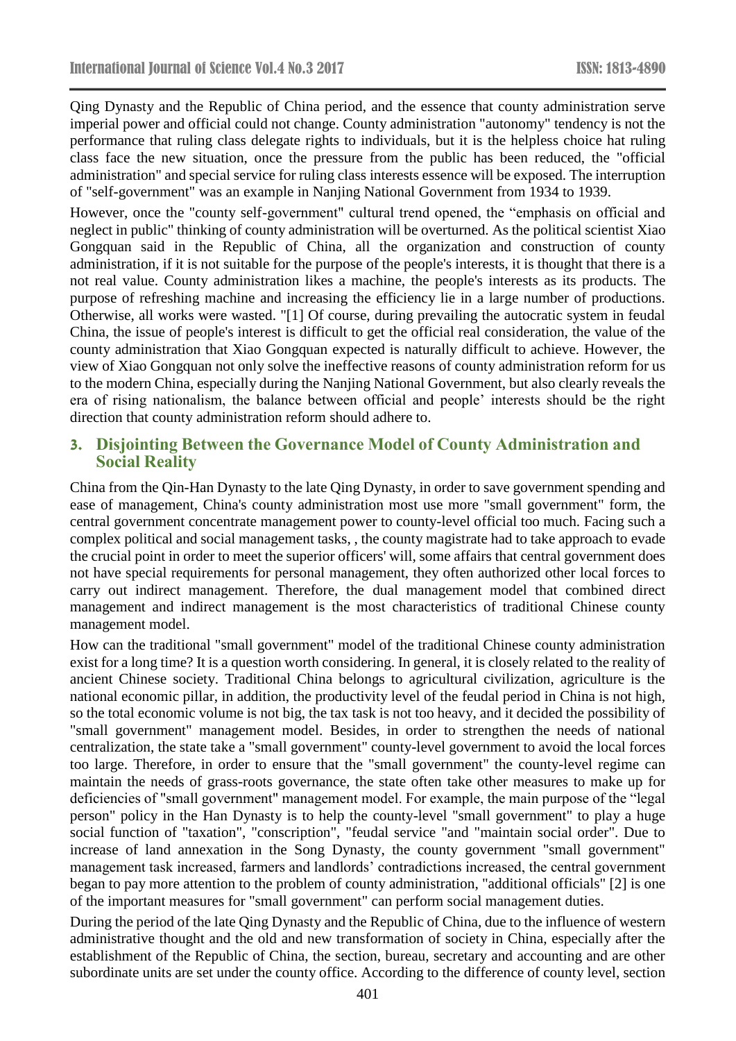Qing Dynasty and the Republic of China period, and the essence that county administration serve imperial power and official could not change. County administration "autonomy" tendency is not the performance that ruling class delegate rights to individuals, but it is the helpless choice hat ruling class face the new situation, once the pressure from the public has been reduced, the "official administration" and special service for ruling class interests essence will be exposed. The interruption of "self-government" was an example in Nanjing National Government from 1934 to 1939.

However, once the "county self-government" cultural trend opened, the "emphasis on official and neglect in public" thinking of county administration will be overturned. As the political scientist Xiao Gongquan said in the Republic of China, all the organization and construction of county administration, if it is not suitable for the purpose of the people's interests, it is thought that there is a not real value. County administration likes a machine, the people's interests as its products. The purpose of refreshing machine and increasing the efficiency lie in a large number of productions. Otherwise, all works were wasted. "[1] Of course, during prevailing the autocratic system in feudal China, the issue of people's interest is difficult to get the official real consideration, the value of the county administration that Xiao Gongquan expected is naturally difficult to achieve. However, the view of Xiao Gongquan not only solve the ineffective reasons of county administration reform for us to the modern China, especially during the Nanjing National Government, but also clearly reveals the era of rising nationalism, the balance between official and people' interests should be the right direction that county administration reform should adhere to.

## 3. Disjointing Between the Governance Model of County Administration and Social Reality

China from the Qin-Han Dynasty to the late Qing Dynasty, in order to save government spending and ease of management, China's county administration most use more "small government" form, the central government concentrate management power to county-level official too much. Facing such a complex political and social management tasks, , the county magistrate had to take approach to evade the crucial point in order to meet the superior officers' will, some affairs that central government does not have special requirements for personal management, they often authorized other local forces to carry out indirect management. Therefore, the dual management model that combined direct management and indirect management is the most characteristics of traditional Chinese county management model.

How can the traditional "small government" model of the traditional Chinese county administration exist for a long time? It is a question worth considering. In general, it is closely related to the reality of ancient Chinese society. Traditional China belongs to agricultural civilization, agriculture is the national economic pillar, in addition, the productivity level of the feudal period in China is not high, so the total economic volume is not big, the tax task is not too heavy, and it decided the possibility of "small government" management model. Besides, in order to strengthen the needs of national centralization, the state take a "small government" county-level government to avoid the local forces too large. Therefore, in order to ensure that the "small government" the county-level regime can maintain the needs of grass-roots governance, the state often take other measures to make up for deficiencies of "small government" management model. For example, the main purpose of the "legal person" policy in the Han Dynasty is to help the county-level "small government" to play a huge social function of "taxation", "conscription", "feudal service "and "maintain social order". Due to increase of land annexation in the Song Dynasty, the county government "small government" management task increased, farmers and landlords' contradictions increased, the central government began to pay more attention to the problem of county administration, "additional officials" [2] is one of the important measures for "small government" can perform social management duties.

During the period of the late Qing Dynasty and the Republic of China, due to the influence of western administrative thought and the old and new transformation of society in China, especially after the establishment of the Republic of China, the section, bureau, secretary and accounting and are other subordinate units are set under the county office. According to the difference of county level, section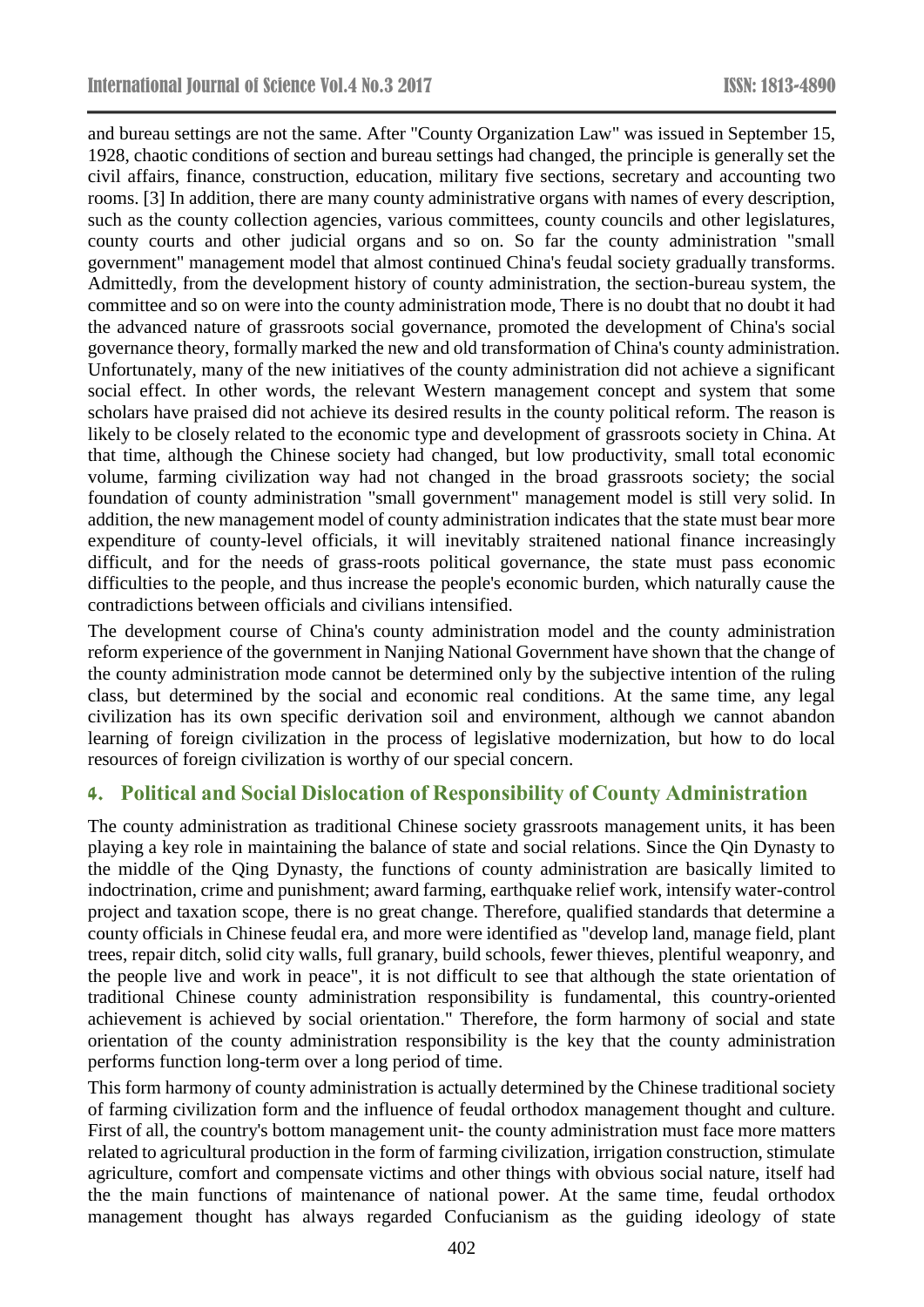and bureau settings are not the same. After "County Organization Law" was issued in September 15, 1928, chaotic conditions of section and bureau settings had changed, the principle is generally set the civil affairs, finance, construction, education, military five sections, secretary and accounting two rooms. [3] In addition, there are many county administrative organs with names of every description, such as the county collection agencies, various committees, county councils and other legislatures, county courts and other judicial organs and so on. So far the county administration "small government" management model that almost continued China's feudal society gradually transforms. Admittedly, from the development history of county administration, the section-bureau system, the committee and so on were into the county administration mode, There is no doubt that no doubt it had the advanced nature of grassroots social governance, promoted the development of China's social governance theory, formally marked the new and old transformation of China's county administration. Unfortunately, many of the new initiatives of the county administration did not achieve a significant social effect. In other words, the relevant Western management concept and system that some scholars have praised did not achieve its desired results in the county political reform. The reason is likely to be closely related to the economic type and development of grassroots society in China. At that time, although the Chinese society had changed, but low productivity, small total economic volume, farming civilization way had not changed in the broad grassroots society; the social foundation of county administration "small government" management model is still very solid. In addition, the new management model of county administration indicates that the state must bear more expenditure of county-level officials, it will inevitably straitened national finance increasingly difficult, and for the needs of grass-roots political governance, the state must pass economic difficulties to the people, and thus increase the people's economic burden, which naturally cause the contradictions between officials and civilians intensified.

The development course of China's county administration model and the county administration reform experience of the government in Nanjing National Government have shown that the change of the county administration mode cannot be determined only by the subjective intention of the ruling class, but determined by the social and economic real conditions. At the same time, any legal civilization has its own specific derivation soil and environment, although we cannot abandon learning of foreign civilization in the process of legislative modernization, but how to do local resources of foreign civilization is worthy of our special concern.

## 4. Political and Social Dislocation of Responsibility of County Administration

The county administration as traditional Chinese society grassroots management units, it has been playing a key role in maintaining the balance of state and social relations. Since the Qin Dynasty to the middle of the Qing Dynasty, the functions of county administration are basically limited to indoctrination, crime and punishment; award farming, earthquake relief work, intensify water-control project and taxation scope, there is no great change. Therefore, qualified standards that determine a county officials in Chinese feudal era, and more were identified as "develop land, manage field, plant trees, repair ditch, solid city walls, full granary, build schools, fewer thieves, plentiful weaponry, and the people live and work in peace", it is not difficult to see that although the state orientation of traditional Chinese county administration responsibility is fundamental, this country-oriented achievement is achieved by social orientation." Therefore, the form harmony of social and state orientation of the county administration responsibility is the key that the county administration performs function long-term over a long period of time.

This form harmony of county administration is actually determined by the Chinese traditional society of farming civilization form and the influence of feudal orthodox management thought and culture. First of all, the country's bottom management unit- the county administration must face more matters related to agricultural production in the form of farming civilization, irrigation construction, stimulate agriculture, comfort and compensate victims and other things with obvious social nature, itself had the the main functions of maintenance of national power. At the same time, feudal orthodox management thought has always regarded Confucianism as the guiding ideology of state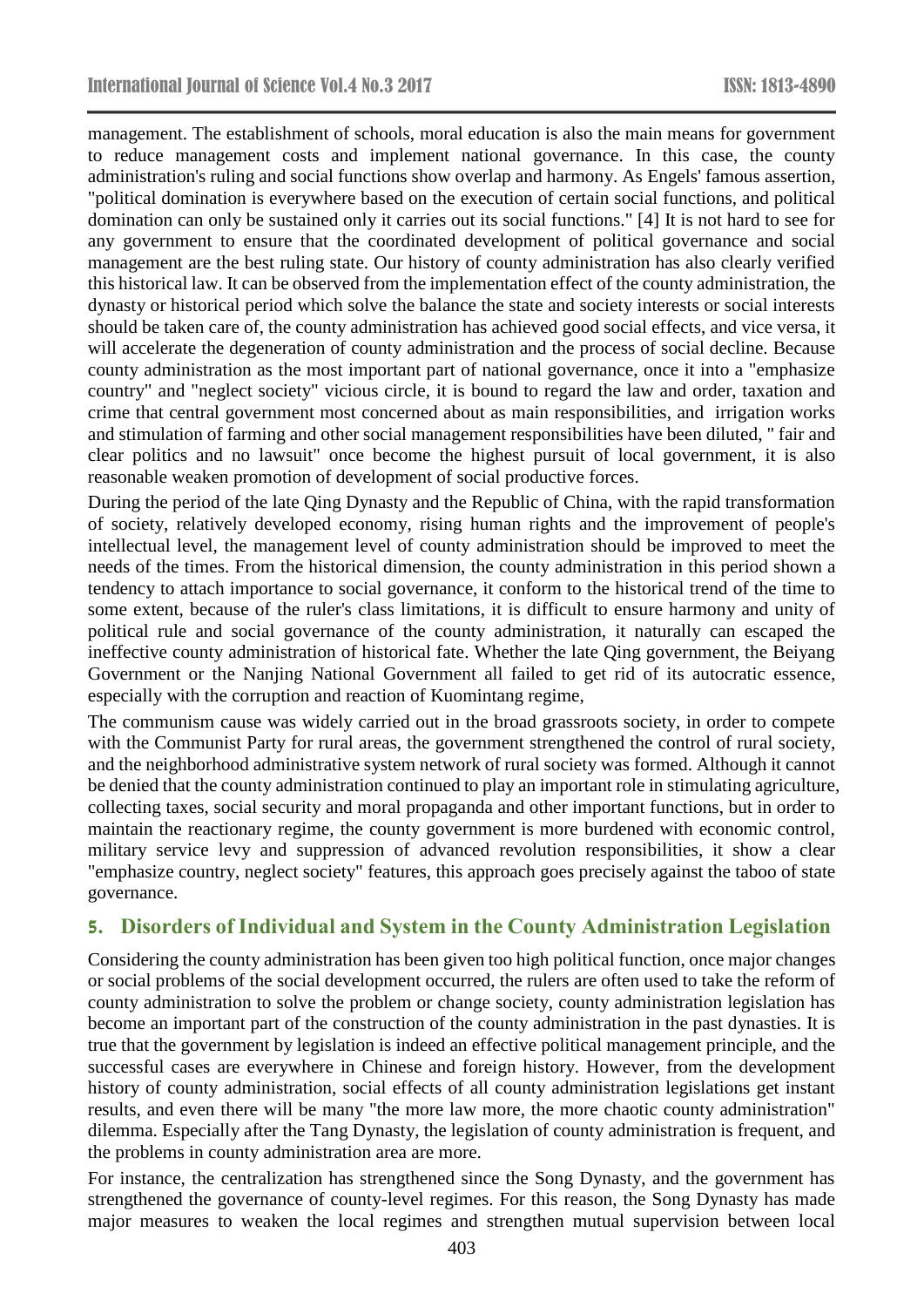management. The establishment of schools, moral education is also the main means for government to reduce management costs and implement national governance. In this case, the county administration's ruling and social functions show overlap and harmony. As Engels' famous assertion, "political domination is everywhere based on the execution of certain social functions, and political domination can only be sustained only it carries out its social functions." [4] It is not hard to see for any government to ensure that the coordinated development of political governance and social management are the best ruling state. Our history of county administration has also clearly verified this historical law. It can be observed from the implementation effect of the county administration, the dynasty or historical period which solve the balance the state and society interests or social interests should be taken care of, the county administration has achieved good social effects, and vice versa, it will accelerate the degeneration of county administration and the process of social decline. Because county administration as the most important part of national governance, once it into a "emphasize country" and "neglect society" vicious circle, it is bound to regard the law and order, taxation and crime that central government most concerned about as main responsibilities, and irrigation works and stimulation of farming and other social management responsibilities have been diluted, " fair and clear politics and no lawsuit" once become the highest pursuit of local government, it is also reasonable weaken promotion of development of social productive forces.

During the period of the late Qing Dynasty and the Republic of China, with the rapid transformation of society, relatively developed economy, rising human rights and the improvement of people's intellectual level, the management level of county administration should be improved to meet the needs of the times. From the historical dimension, the county administration in this period shown a tendency to attach importance to social governance, it conform to the historical trend of the time to some extent, because of the ruler's class limitations, it is difficult to ensure harmony and unity of political rule and social governance of the county administration, it naturally can escaped the ineffective county administration of historical fate. Whether the late Qing government, the Beiyang Government or the Nanjing National Government all failed to get rid of its autocratic essence, especially with the corruption and reaction of Kuomintang regime,

The communism cause was widely carried out in the broad grassroots society, in order to compete with the Communist Party for rural areas, the government strengthened the control of rural society, and the neighborhood administrative system network of rural society was formed. Although it cannot be denied that the county administration continued to play an important role in stimulating agriculture, collecting taxes, social security and moral propaganda and other important functions, but in order to maintain the reactionary regime, the county government is more burdened with economic control, military service levy and suppression of advanced revolution responsibilities, it show a clear "emphasize country, neglect society" features, this approach goes precisely against the taboo of state governance.

## 5. Disorders of Individual and System in the County Administration Legislation

Considering the county administration has been given too high political function, once major changes or social problems of the social development occurred, the rulers are often used to take the reform of county administration to solve the problem or change society, county administration legislation has become an important part of the construction of the county administration in the past dynasties. It is true that the government by legislation is indeed an effective political management principle, and the successful cases are everywhere in Chinese and foreign history. However, from the development history of county administration, social effects of all county administration legislations get instant results, and even there will be many "the more law more, the more chaotic county administration" dilemma. Especially after the Tang Dynasty, the legislation of county administration is frequent, and the problems in county administration area are more.

For instance, the centralization has strengthened since the Song Dynasty, and the government has strengthened the governance of county-level regimes. For this reason, the Song Dynasty has made major measures to weaken the local regimes and strengthen mutual supervision between local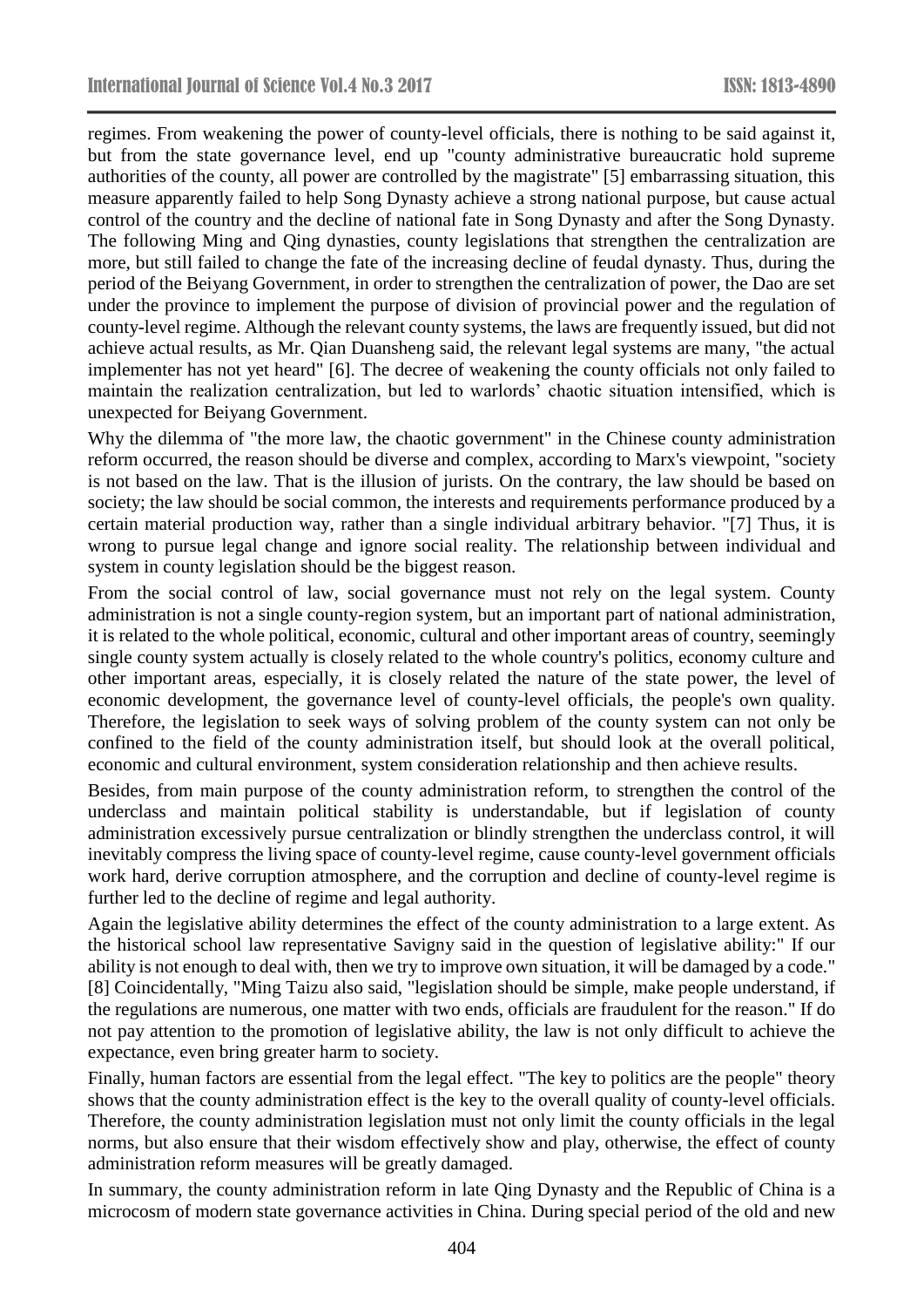regimes. From weakening the power of county-level officials, there is nothing to be said against it, but from the state governance level, end up "county administrative bureaucratic hold supreme authorities of the county, all power are controlled by the magistrate" [5] embarrassing situation, this measure apparently failed to help Song Dynasty achieve a strong national purpose, but cause actual control of the country and the decline of national fate in Song Dynasty and after the Song Dynasty. The following Ming and Qing dynasties, county legislations that strengthen the centralization are more, but still failed to change the fate of the increasing decline of feudal dynasty. Thus, during the period of the Beiyang Government, in order to strengthen the centralization of power, the Dao are set under the province to implement the purpose of division of provincial power and the regulation of county-level regime. Although the relevant county systems, the laws are frequently issued, but did not achieve actual results, as Mr. Qian Duansheng said, the relevant legal systems are many, "the actual implementer has not yet heard" [6]. The decree of weakening the county officials not only failed to maintain the realization centralization, but led to warlords' chaotic situation intensified, which is unexpected for Beiyang Government.

Why the dilemma of "the more law, the chaotic government" in the Chinese county administration reform occurred, the reason should be diverse and complex, according to Marx's viewpoint, "society is not based on the law. That is the illusion of jurists. On the contrary, the law should be based on society; the law should be social common, the interests and requirements performance produced by a certain material production way, rather than a single individual arbitrary behavior. "[7] Thus, it is wrong to pursue legal change and ignore social reality. The relationship between individual and system in county legislation should be the biggest reason.

From the social control of law, social governance must not rely on the legal system. County administration is not a single county-region system, but an important part of national administration, it is related to the whole political, economic, cultural and other important areas of country, seemingly single county system actually is closely related to the whole country's politics, economy culture and other important areas, especially, it is closely related the nature of the state power, the level of economic development, the governance level of county-level officials, the people's own quality. Therefore, the legislation to seek ways of solving problem of the county system can not only be confined to the field of the county administration itself, but should look at the overall political, economic and cultural environment, system consideration relationship and then achieve results.

Besides, from main purpose of the county administration reform, to strengthen the control of the underclass and maintain political stability is understandable, but if legislation of county administration excessively pursue centralization or blindly strengthen the underclass control, it will inevitably compress the living space of county-level regime, cause county-level government officials work hard, derive corruption atmosphere, and the corruption and decline of county-level regime is further led to the decline of regime and legal authority.

Again the legislative ability determines the effect of the county administration to a large extent. As the historical school law representative Savigny said in the question of legislative ability:" If our ability is not enough to deal with, then we try to improve own situation, it will be damaged by a code." [8] Coincidentally, "Ming Taizu also said, "legislation should be simple, make people understand, if the regulations are numerous, one matter with two ends, officials are fraudulent for the reason." If do not pay attention to the promotion of legislative ability, the law is not only difficult to achieve the expectance, even bring greater harm to society.

Finally, human factors are essential from the legal effect. "The key to politics are the people" theory shows that the county administration effect is the key to the overall quality of county-level officials. Therefore, the county administration legislation must not only limit the county officials in the legal norms, but also ensure that their wisdom effectively show and play, otherwise, the effect of county administration reform measures will be greatly damaged.

In summary, the county administration reform in late Qing Dynasty and the Republic of China is a microcosm of modern state governance activities in China. During special period of the old and new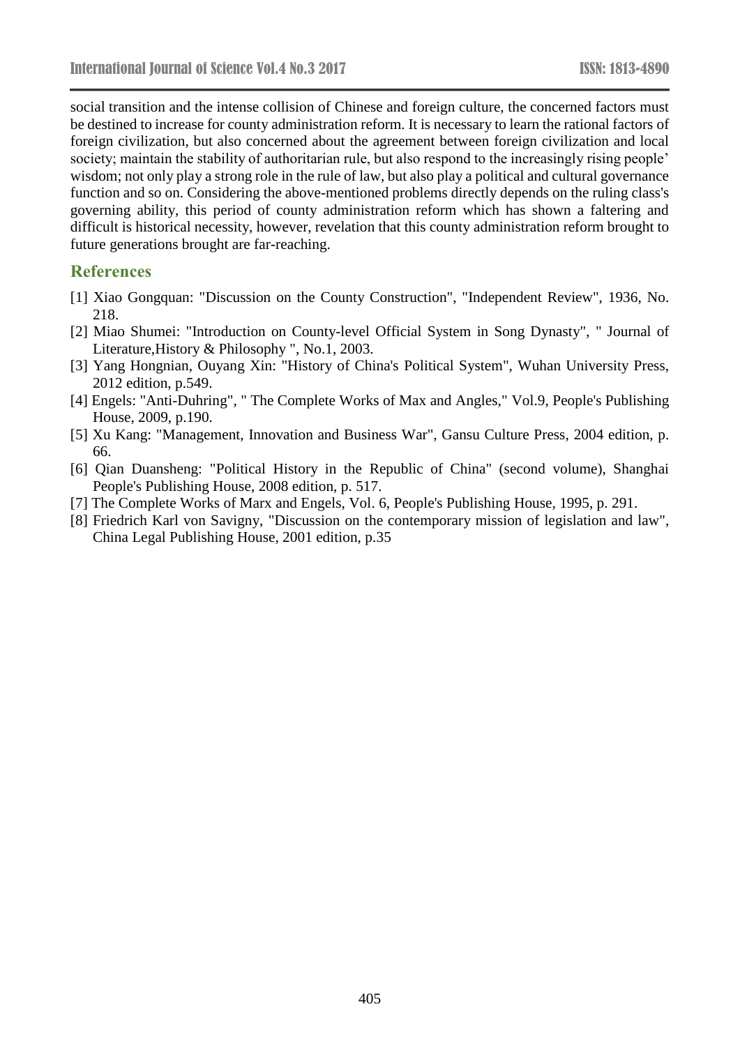social transition and the intense collision of Chinese and foreign culture, the concerned factors must be destined to increase for county administration reform. It is necessary to learn the rational factors of foreign civilization, but also concerned about the agreement between foreign civilization and local society; maintain the stability of authoritarian rule, but also respond to the increasingly rising people' wisdom; not only play a strong role in the rule of law, but also play a political and cultural governance function and so on. Considering the above-mentioned problems directly depends on the ruling class's governing ability, this period of county administration reform which has shown a faltering and difficult is historical necessity, however, revelation that this county administration reform brought to future generations brought are far-reaching.

## References

[1] Xiao Gongquan: "Discussion on the County Construction", "Independent Review", 1936, No. 218.

[2] Miao Shumei: "Introduction on County-level Official System in Song Dynasty", " Journal of Literature,History & Philosophy ", No.1, 2003.

[3] Yang Hongnian, Ouyang Xin: "History of China's Political System", Wuhan University Press, 2012 edition, p.549.

[4] Engels: "Anti-Duhring", " The Complete Works of Max and Angles," Vol.9, People's Publishing House, 2009, p.190.

[5] Xu Kang: "Management, Innovation and Business War", Gansu Culture Press, 2004 edition, p. 66.

[6] Qian Duansheng: "Political History in the Republic of China" (second volume), Shanghai People's Publishing House, 2008 edition, p. 517.

[7] The Complete Works of Marx and Engels, Vol. 6, People's Publishing House, 1995, p. 291.

[8] Friedrich Karl von Savigny, "Discussion on the contemporary mission of legislation and law", China Legal Publishing House, 2001 edition, p.35